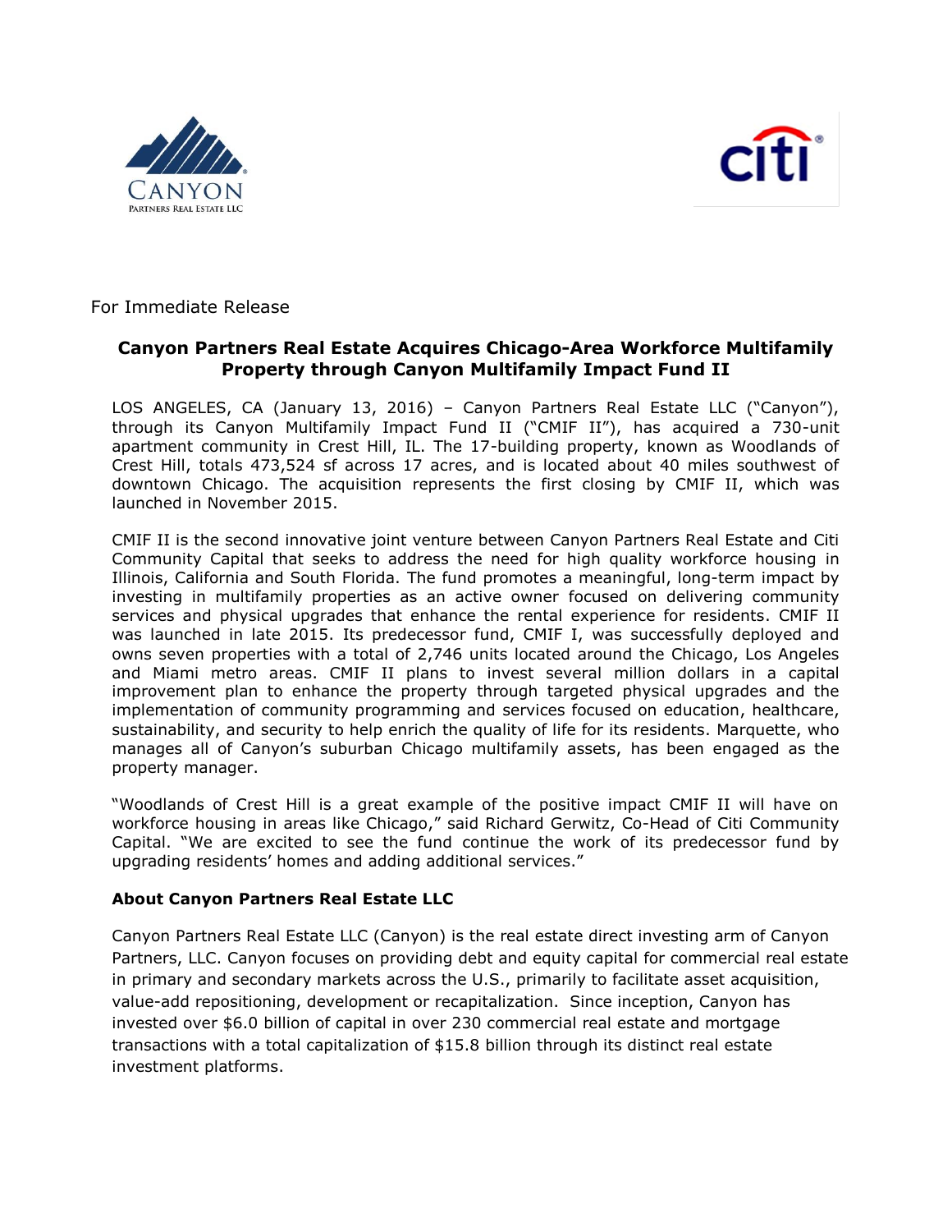For Immediate Release

## Canyon Partners Real Estate Acquires Chicago-Area Workforce Multifamily Property through Canyon Multifamily Impact Fund II

LOS ANGELES, CA (January 13, 2016) – Canyon Partners Real Estate LLC ("Canyon"), through its Canyon Multifamily Impact Fund II ("CMIF II"), has acquired a 730-unit apartment community in Crest Hill, IL. The 17-building property, known as Woodlands of Crest Hill, totals 473,524 sf across 17 acres, and is located about 40 miles southwest of downtown Chicago. The acquisition represents the first closing by CMIF II, which was launched in November 2015.

CMIF II is the second innovative joint venture between Canyon Partners Real Estate and Citi Community Capital that seeks to address the need for high quality workforce housing in Illinois, California and South Florida. The fund promotes a meaningful, long-term impact by investing in multifamily properties as an active owner focused on delivering community services and physical upgrades that enhance the rental experience for residents. CMIF II was launched in late 2015. Its predecessor fund, CMIF I, was successfully deployed and owns seven properties with a total of 2,746 units located around the Chicago, Los Angeles and Miami metro areas. CMIF II plans to invest several million dollars in a capital improvement plan to enhance the property through targeted physical upgrades and the implementation of community programming and services focused on education, healthcare, sustainability, and security to help enrich the quality of life for its residents. Marquette, who manages all of Canyon's suburban Chicago multifamily assets, has been engaged as the property manager.

"Woodlands of Crest Hill is a great example of the positive impact CMIF II will have on workforce housing in areas like Chicago," said Richard Gerwitz, Co-Head of Citi Community Capital. "We are excited to see the fund continue the work of its predecessor fund by upgrading residents' homes and adding additional services."

### About Canyon Partners Real Estate LLC

Canyon Partners Real Estate LLC (Canyon) is the real estate direct investing arm of Canyon Partners, LLC. Canyon focuses on providing debt and equity capital for commercial real estate in primary and secondary markets across the U.S., primarily to facilitate asset acquisition, value-add repositioning, development or recapitalization. Since inception, Canyon has invested over $6.0 billion of capital in over 230 commercial real estate and mortgage transactions with a total capitalization of $15.8 billion through its distinct real estate investment platforms.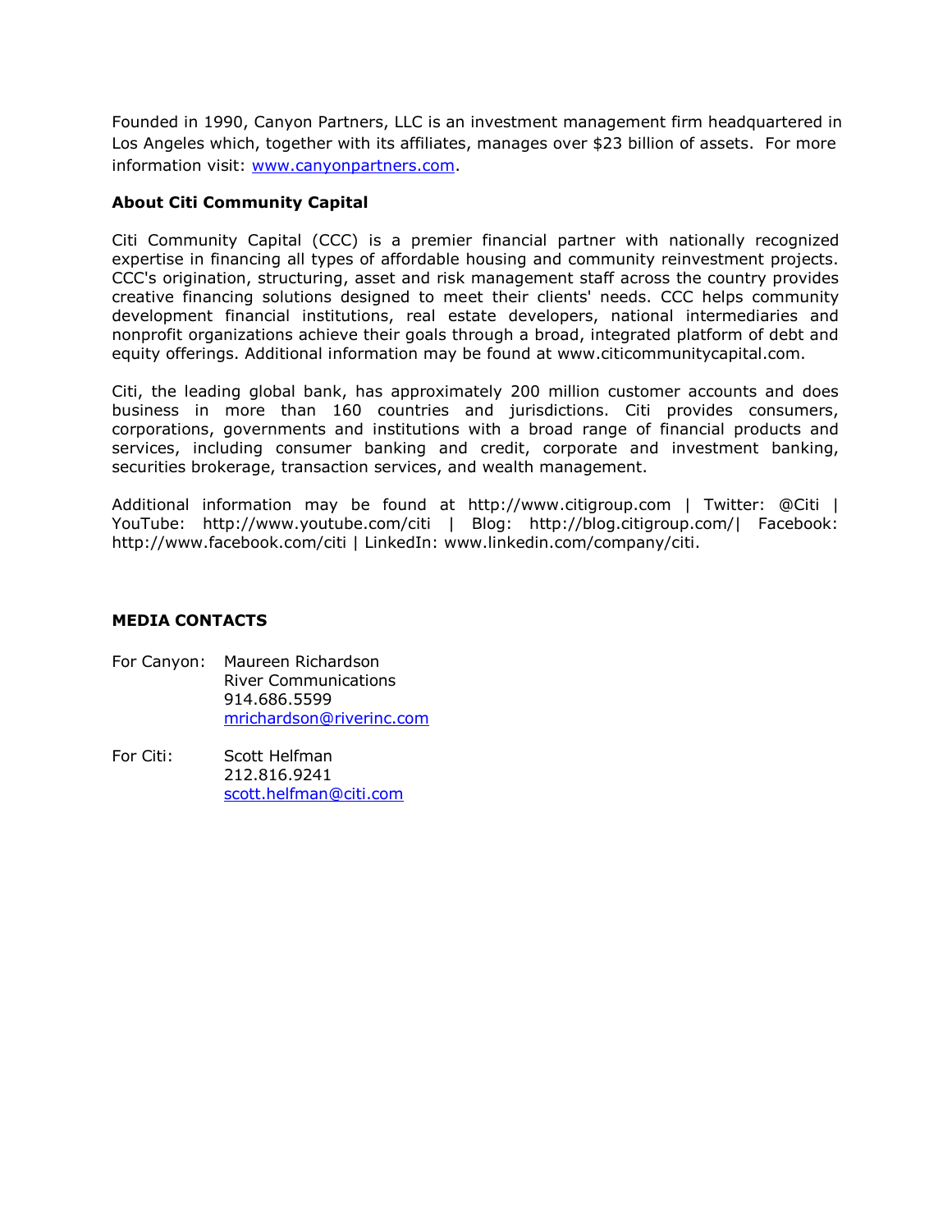Founded in 1990, Canyon Partners, LLC is an investment management firm headquartered in Los Angeles which, together with its affiliates, manages over $23 billion of assets. For more information visit: [www.canyonpartners.com](http://www.canyonpartners.com).

**About Citi Community Capital**

Citi Community Capital (CCC) is a premier financial partner with nationally recognized expertise in financing all types of affordable housing and community reinvestment projects. CCC's origination, structuring, asset and risk management staff across the country provides creative financing solutions designed to meet their clients' needs. CCC helps community development financial institutions, real estate developers, national intermediaries and nonprofit organizations achieve their goals through a broad, integrated platform of debt and equity offerings. Additional information may be found at www.citicommunitycapital.com.

Citi, the leading global bank, has approximately 200 million customer accounts and does business in more than 160 countries and jurisdictions. Citi provides consumers, corporations, governments and institutions with a broad range of financial products and services, including consumer banking and credit, corporate and investment banking, securities brokerage, transaction services, and wealth management.

Additional information may be found at http://www.citigroup.com | Twitter: @Citi | YouTube: http://www.youtube.com/citi | Blog: http://blog.citigroup.com/| Facebook: http://www.facebook.com/citi | LinkedIn: www.linkedin.com/company/citi.

**MEDIA CONTACTS**

For Canyon: Maureen Richardson
River Communications
914.686.5599
[mrichardson@riverinc.com](mailto:mrichardson@riverinc.com)

For Citi: Scott Helfman
212.816.9241
[scott.helfman@citi.com](mailto:scott.helfman@citi.com)